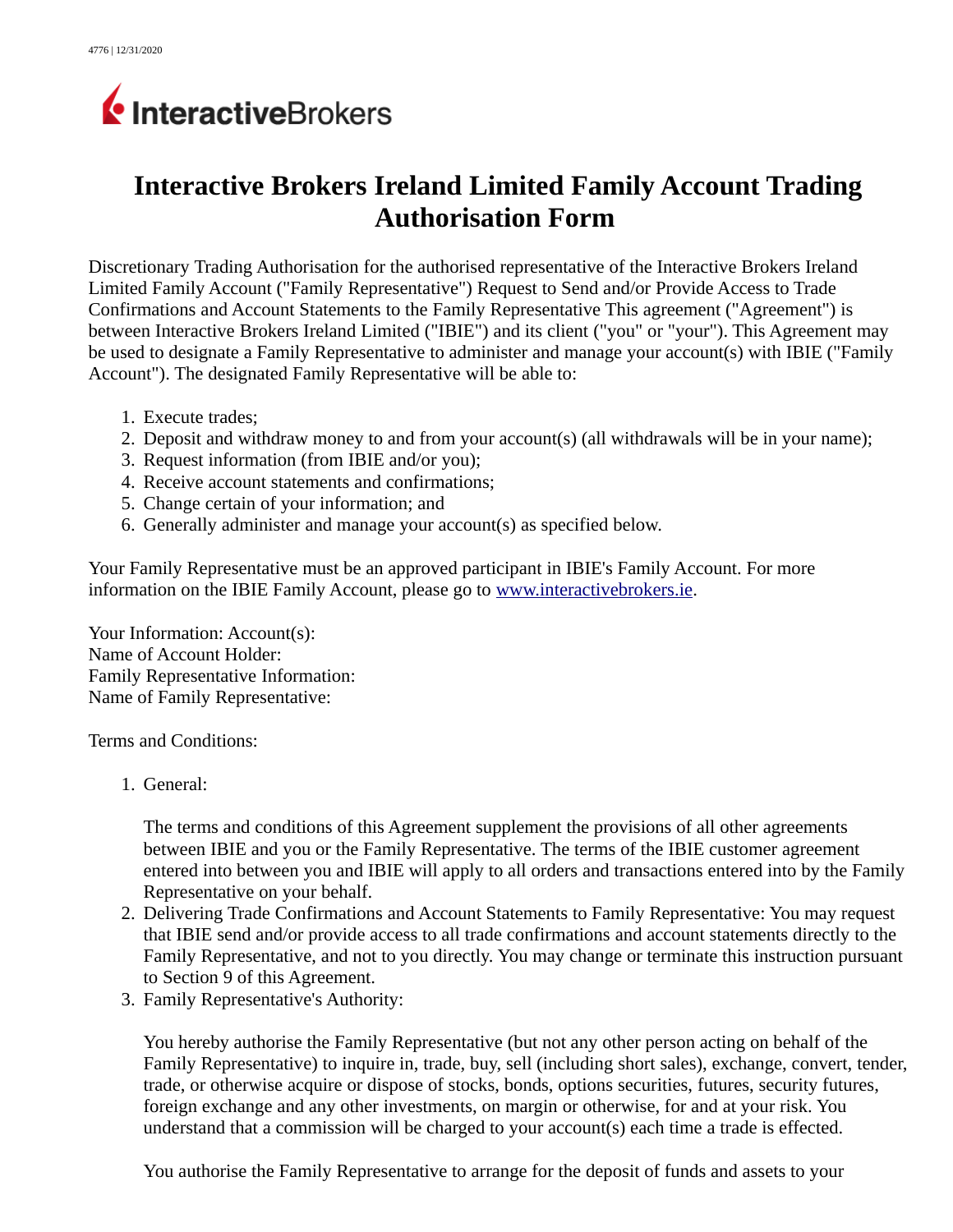# Interactive Brokers Ireland Limited Family Account Trading Authorisation Form

Discretionary Trading Authorisation for the authorised representative of the Interactive Brokers Ireland Limited Family Account ("Family Representative") Request to Send and/or Provide Access to Trade Confirmations and Account Statements to the Family Representative This agreement ("Agreement") is between Interactive Brokers Ireland Limited ("IBIE") and its client ("you" or "your"). This Agreement may be used to designate a Family Representative to administer and manage your account(s) with IBIE ("Family Account"). The designated Family Representative will be able to:

1. Execute trades;
2. Deposit and withdraw money to and from your account(s) (all withdrawals will be in your name);
3. Request information (from IBIE and/or you);
4. Receive account statements and confirmations;
5. Change certain of your information; and
6. Generally administer and manage your account(s) as specified below.

Your Family Representative must be an approved participant in IBIE's Family Account. For more information on the IBIE Family Account, please go to [www.interactivebrokers.ie](http://www.interactivebrokers.ie).

Your Information: Account(s):
Name of Account Holder:
Family Representative Information:
Name of Family Representative:

Terms and Conditions:

1. General:

   The terms and conditions of this Agreement supplement the provisions of all other agreements between IBIE and you or the Family Representative. The terms of the IBIE customer agreement entered into between you and IBIE will apply to all orders and transactions entered into by the Family Representative on your behalf.
2. Delivering Trade Confirmations and Account Statements to Family Representative: You may request that IBIE send and/or provide access to all trade confirmations and account statements directly to the Family Representative, and not to you directly. You may change or terminate this instruction pursuant to Section 9 of this Agreement.
3. Family Representative's Authority:

   You hereby authorise the Family Representative (but not any other person acting on behalf of the Family Representative) to inquire in, trade, buy, sell (including short sales), exchange, convert, tender, trade, or otherwise acquire or dispose of stocks, bonds, options securities, futures, security futures, foreign exchange and any other investments, on margin or otherwise, for and at your risk. You understand that a commission will be charged to your account(s) each time a trade is effected.

   You authorise the Family Representative to arrange for the deposit of funds and assets to your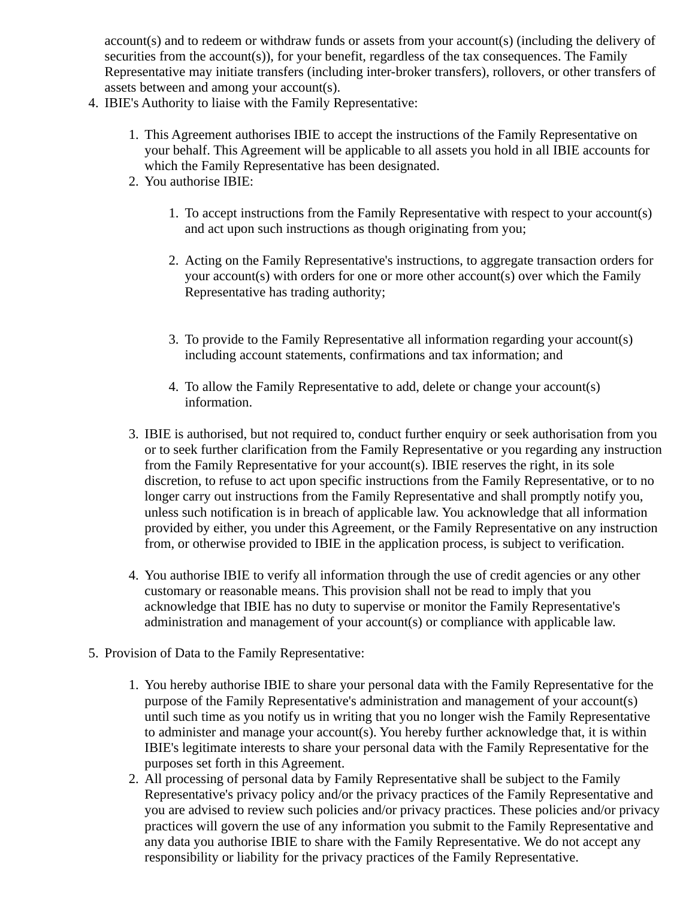account(s) and to redeem or withdraw funds or assets from your account(s) (including the delivery of securities from the account(s)), for your benefit, regardless of the tax consequences. The Family Representative may initiate transfers (including inter-broker transfers), rollovers, or other transfers of assets between and among your account(s).

4. IBIE's Authority to liaise with the Family Representative:

    1. This Agreement authorises IBIE to accept the instructions of the Family Representative on your behalf. This Agreement will be applicable to all assets you hold in all IBIE accounts for which the Family Representative has been designated.
    2. You authorise IBIE:

        1. To accept instructions from the Family Representative with respect to your account(s) and act upon such instructions as though originating from you;

        2. Acting on the Family Representative's instructions, to aggregate transaction orders for your account(s) with orders for one or more other account(s) over which the Family Representative has trading authority;

        3. To provide to the Family Representative all information regarding your account(s) including account statements, confirmations and tax information; and

        4. To allow the Family Representative to add, delete or change your account(s) information.

    3. IBIE is authorised, but not required to, conduct further enquiry or seek authorisation from you or to seek further clarification from the Family Representative or you regarding any instruction from the Family Representative for your account(s). IBIE reserves the right, in its sole discretion, to refuse to act upon specific instructions from the Family Representative, or to no longer carry out instructions from the Family Representative and shall promptly notify you, unless such notification is in breach of applicable law. You acknowledge that all information provided by either, you under this Agreement, or the Family Representative on any instruction from, or otherwise provided to IBIE in the application process, is subject to verification.

    4. You authorise IBIE to verify all information through the use of credit agencies or any other customary or reasonable means. This provision shall not be read to imply that you acknowledge that IBIE has no duty to supervise or monitor the Family Representative's administration and management of your account(s) or compliance with applicable law.

5. Provision of Data to the Family Representative:

    1. You hereby authorise IBIE to share your personal data with the Family Representative for the purpose of the Family Representative's administration and management of your account(s) until such time as you notify us in writing that you no longer wish the Family Representative to administer and manage your account(s). You hereby further acknowledge that, it is within IBIE's legitimate interests to share your personal data with the Family Representative for the purposes set forth in this Agreement.
    2. All processing of personal data by Family Representative shall be subject to the Family Representative's privacy policy and/or the privacy practices of the Family Representative and you are advised to review such policies and/or privacy practices. These policies and/or privacy practices will govern the use of any information you submit to the Family Representative and any data you authorise IBIE to share with the Family Representative. We do not accept any responsibility or liability for the privacy practices of the Family Representative.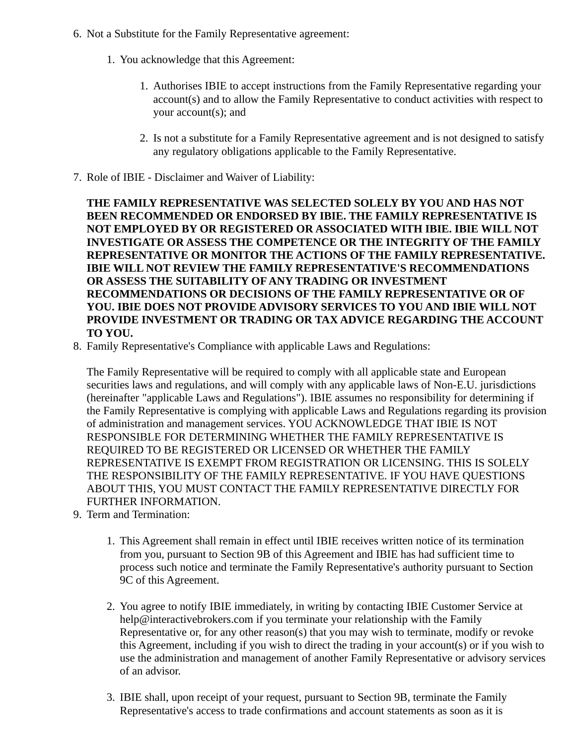6. Not a Substitute for the Family Representative agreement:

    1. You acknowledge that this Agreement:

        1. Authorises IBIE to accept instructions from the Family Representative regarding your account(s) and to allow the Family Representative to conduct activities with respect to your account(s); and

        2. Is not a substitute for a Family Representative agreement and is not designed to satisfy any regulatory obligations applicable to the Family Representative.

7. Role of IBIE - Disclaimer and Waiver of Liability:

    **THE FAMILY REPRESENTATIVE WAS SELECTED SOLELY BY YOU AND HAS NOT BEEN RECOMMENDED OR ENDORSED BY IBIE. THE FAMILY REPRESENTATIVE IS NOT EMPLOYED BY OR REGISTERED OR ASSOCIATED WITH IBIE. IBIE WILL NOT INVESTIGATE OR ASSESS THE COMPETENCE OR THE INTEGRITY OF THE FAMILY REPRESENTATIVE OR MONITOR THE ACTIONS OF THE FAMILY REPRESENTATIVE. IBIE WILL NOT REVIEW THE FAMILY REPRESENTATIVE'S RECOMMENDATIONS OR ASSESS THE SUITABILITY OF ANY TRADING OR INVESTMENT RECOMMENDATIONS OR DECISIONS OF THE FAMILY REPRESENTATIVE OR OF YOU. IBIE DOES NOT PROVIDE ADVISORY SERVICES TO YOU AND IBIE WILL NOT PROVIDE INVESTMENT OR TRADING OR TAX ADVICE REGARDING THE ACCOUNT TO YOU.**

8. Family Representative's Compliance with applicable Laws and Regulations:

    The Family Representative will be required to comply with all applicable state and European securities laws and regulations, and will comply with any applicable laws of Non-E.U. jurisdictions (hereinafter "applicable Laws and Regulations"). IBIE assumes no responsibility for determining if the Family Representative is complying with applicable Laws and Regulations regarding its provision of administration and management services. YOU ACKNOWLEDGE THAT IBIE IS NOT RESPONSIBLE FOR DETERMINING WHETHER THE FAMILY REPRESENTATIVE IS REQUIRED TO BE REGISTERED OR LICENSED OR WHETHER THE FAMILY REPRESENTATIVE IS EXEMPT FROM REGISTRATION OR LICENSING. THIS IS SOLELY THE RESPONSIBILITY OF THE FAMILY REPRESENTATIVE. IF YOU HAVE QUESTIONS ABOUT THIS, YOU MUST CONTACT THE FAMILY REPRESENTATIVE DIRECTLY FOR FURTHER INFORMATION.

9. Term and Termination:

    1. This Agreement shall remain in effect until IBIE receives written notice of its termination from you, pursuant to Section 9B of this Agreement and IBIE has had sufficient time to process such notice and terminate the Family Representative's authority pursuant to Section 9C of this Agreement.

    2. You agree to notify IBIE immediately, in writing by contacting IBIE Customer Service at help@interactivebrokers.com if you terminate your relationship with the Family Representative or, for any other reason(s) that you may wish to terminate, modify or revoke this Agreement, including if you wish to direct the trading in your account(s) or if you wish to use the administration and management of another Family Representative or advisory services of an advisor.

    3. IBIE shall, upon receipt of your request, pursuant to Section 9B, terminate the Family Representative's access to trade confirmations and account statements as soon as it is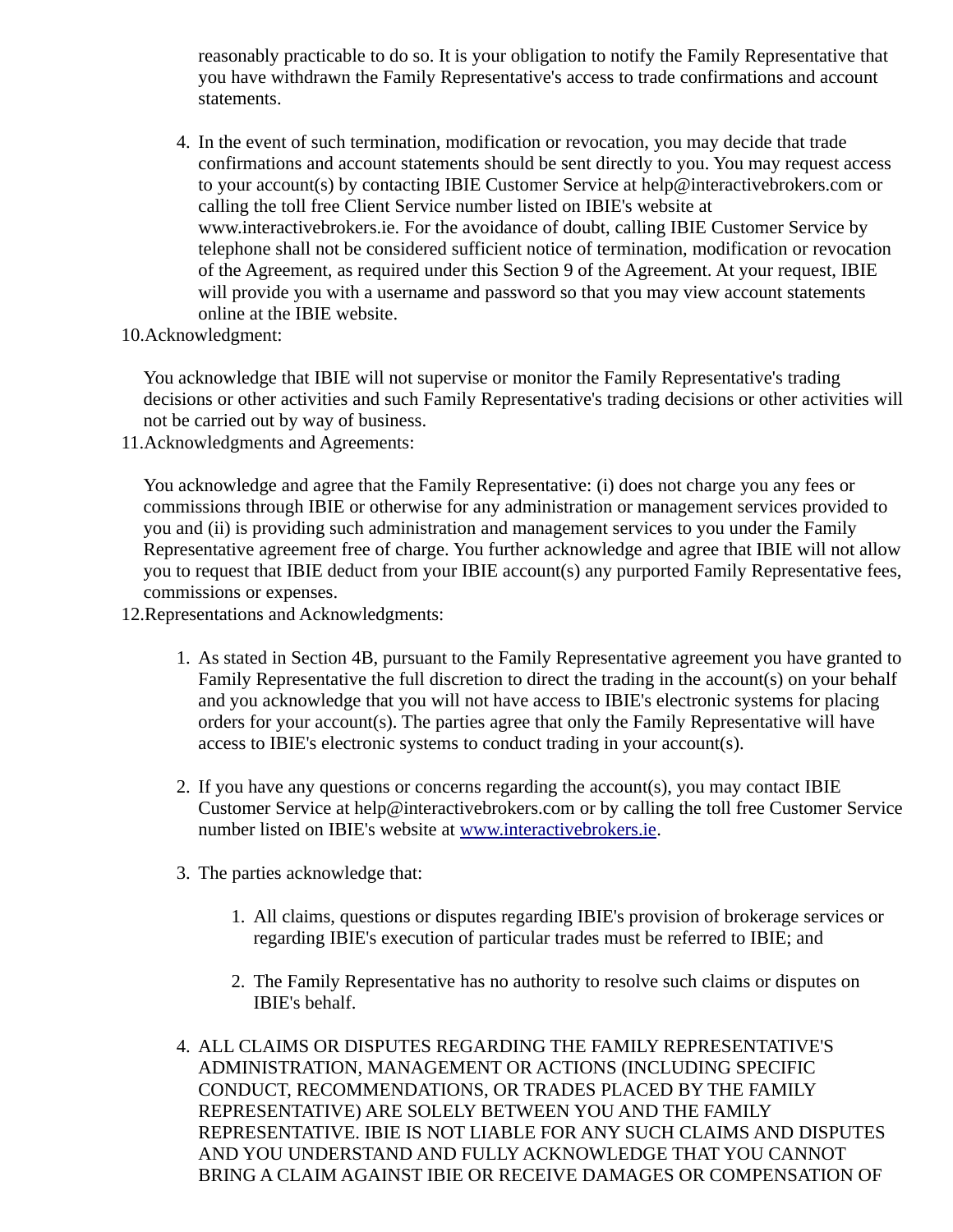reasonably practicable to do so. It is your obligation to notify the Family Representative that you have withdrawn the Family Representative's access to trade confirmations and account statements.

4. In the event of such termination, modification or revocation, you may decide that trade confirmations and account statements should be sent directly to you. You may request access to your account(s) by contacting IBIE Customer Service at help@interactivebrokers.com or calling the toll free Client Service number listed on IBIE's website at www.interactivebrokers.ie. For the avoidance of doubt, calling IBIE Customer Service by telephone shall not be considered sufficient notice of termination, modification or revocation of the Agreement, as required under this Section 9 of the Agreement. At your request, IBIE will provide you with a username and password so that you may view account statements online at the IBIE website.

10. Acknowledgment:

    You acknowledge that IBIE will not supervise or monitor the Family Representative's trading decisions or other activities and such Family Representative's trading decisions or other activities will not be carried out by way of business.

11. Acknowledgments and Agreements:

    You acknowledge and agree that the Family Representative: (i) does not charge you any fees or commissions through IBIE or otherwise for any administration or management services provided to you and (ii) is providing such administration and management services to you under the Family Representative agreement free of charge. You further acknowledge and agree that IBIE will not allow you to request that IBIE deduct from your IBIE account(s) any purported Family Representative fees, commissions or expenses.

12. Representations and Acknowledgments:

    1. As stated in Section 4B, pursuant to the Family Representative agreement you have granted to Family Representative the full discretion to direct the trading in the account(s) on your behalf and you acknowledge that you will not have access to IBIE's electronic systems for placing orders for your account(s). The parties agree that only the Family Representative will have access to IBIE's electronic systems to conduct trading in your account(s).

    2. If you have any questions or concerns regarding the account(s), you may contact IBIE Customer Service at help@interactivebrokers.com or by calling the toll free Customer Service number listed on IBIE's website at [www.interactivebrokers.ie](www.interactivebrokers.ie).

    3. The parties acknowledge that:

        1. All claims, questions or disputes regarding IBIE's provision of brokerage services or regarding IBIE's execution of particular trades must be referred to IBIE; and

        2. The Family Representative has no authority to resolve such claims or disputes on IBIE's behalf.

    4. ALL CLAIMS OR DISPUTES REGARDING THE FAMILY REPRESENTATIVE'S ADMINISTRATION, MANAGEMENT OR ACTIONS (INCLUDING SPECIFIC CONDUCT, RECOMMENDATIONS, OR TRADES PLACED BY THE FAMILY REPRESENTATIVE) ARE SOLELY BETWEEN YOU AND THE FAMILY REPRESENTATIVE. IBIE IS NOT LIABLE FOR ANY SUCH CLAIMS AND DISPUTES AND YOU UNDERSTAND AND FULLY ACKNOWLEDGE THAT YOU CANNOT BRING A CLAIM AGAINST IBIE OR RECEIVE DAMAGES OR COMPENSATION OF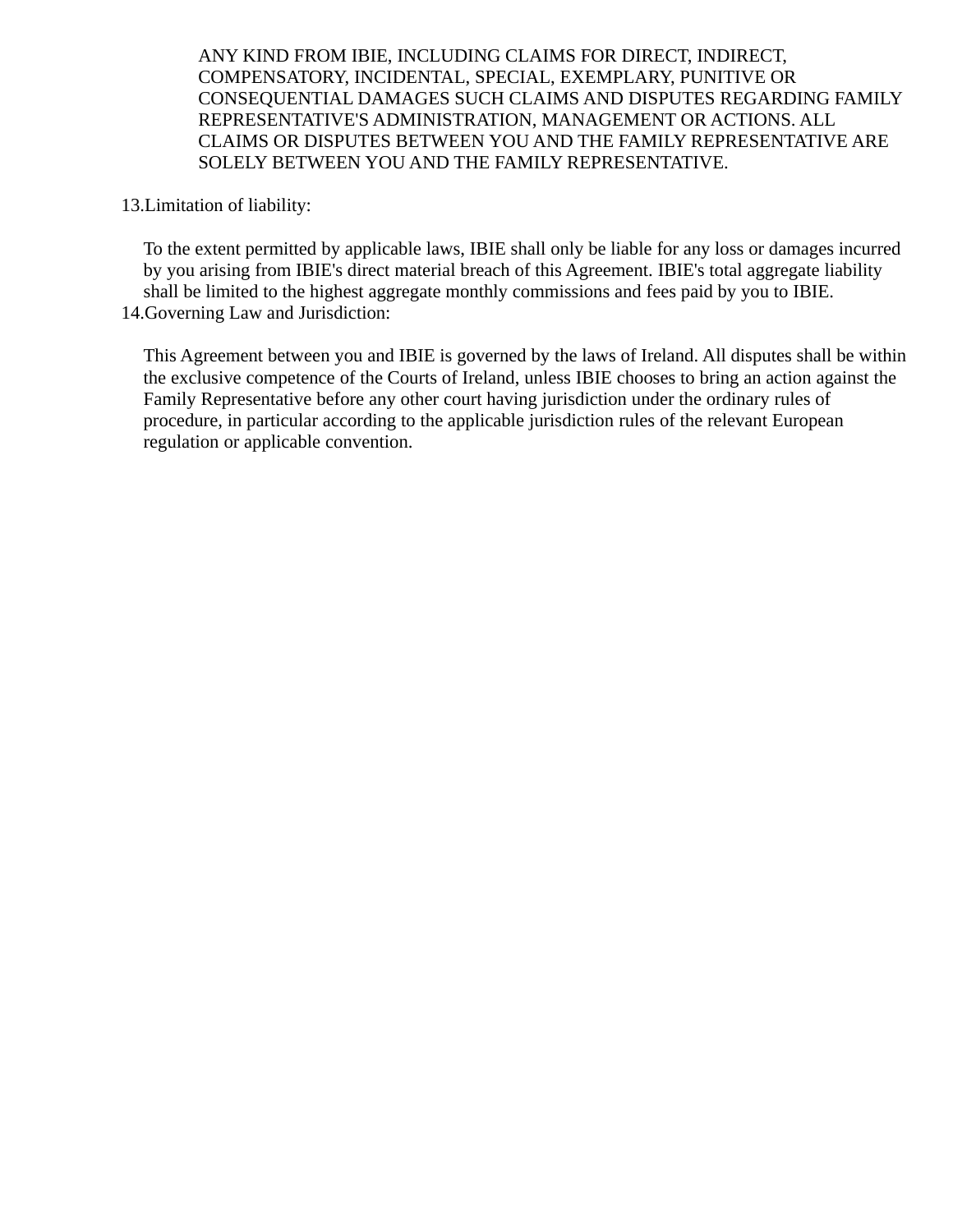ANY KIND FROM IBIE, INCLUDING CLAIMS FOR DIRECT, INDIRECT, COMPENSATORY, INCIDENTAL, SPECIAL, EXEMPLARY, PUNITIVE OR CONSEQUENTIAL DAMAGES SUCH CLAIMS AND DISPUTES REGARDING FAMILY REPRESENTATIVE'S ADMINISTRATION, MANAGEMENT OR ACTIONS. ALL CLAIMS OR DISPUTES BETWEEN YOU AND THE FAMILY REPRESENTATIVE ARE SOLELY BETWEEN YOU AND THE FAMILY REPRESENTATIVE.

13. Limitation of liability:

    To the extent permitted by applicable laws, IBIE shall only be liable for any loss or damages incurred by you arising from IBIE's direct material breach of this Agreement. IBIE's total aggregate liability shall be limited to the highest aggregate monthly commissions and fees paid by you to IBIE.

14. Governing Law and Jurisdiction:

    This Agreement between you and IBIE is governed by the laws of Ireland. All disputes shall be within the exclusive competence of the Courts of Ireland, unless IBIE chooses to bring an action against the Family Representative before any other court having jurisdiction under the ordinary rules of procedure, in particular according to the applicable jurisdiction rules of the relevant European regulation or applicable convention.